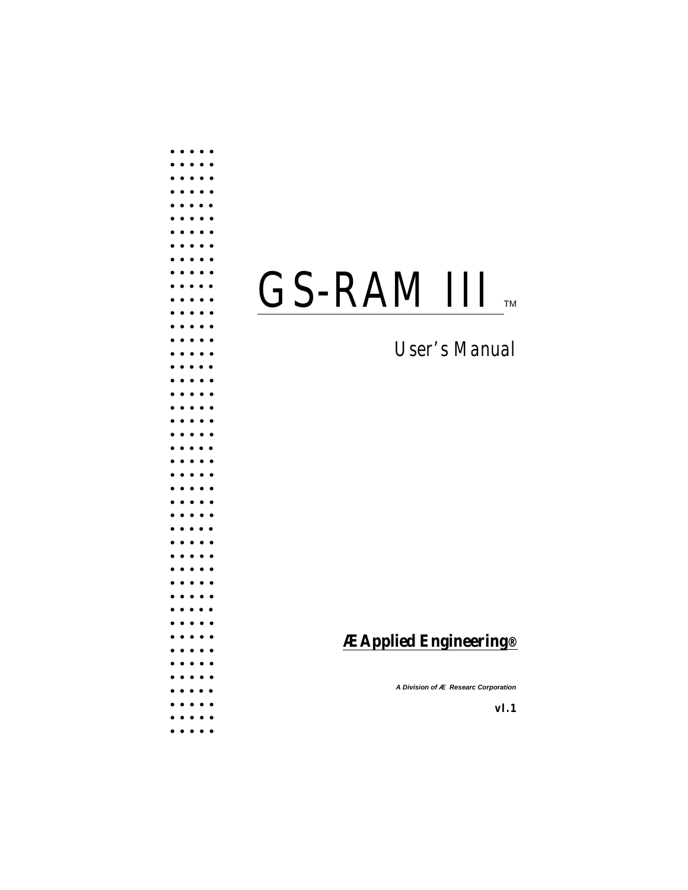# GS-RAM III™

## User's Manual

**Æ Applied Engineering®**

***A Division of Æ Researc Corporation***

**vI.1**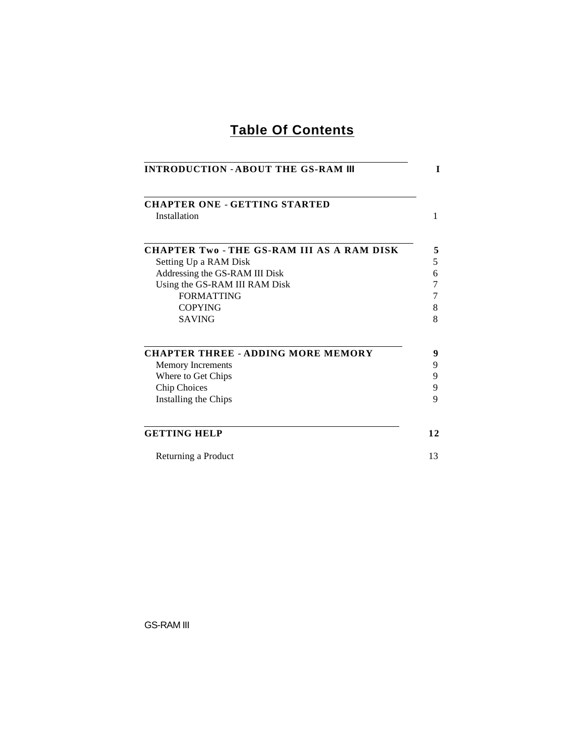# Table Of Contents

| | |
|---|---|
| **INTRODUCTION - ABOUT THE GS-RAM III** | **I** |
| **CHAPTER ONE - GETTING STARTED** | |
| Installation | 1 |
| **CHAPTER Two - THE GS-RAM III AS A RAM DISK** | **5** |
| Setting Up a RAM Disk | 5 |
| Addressing the GS-RAM III Disk | 6 |
| Using the GS-RAM III RAM Disk | 7 |
| FORMATTING | 7 |
| COPYING | 8 |
| SAVING | 8 |
| **CHAPTER THREE - ADDING MORE MEMORY** | **9** |
| Memory Increments | 9 |
| Where to Get Chips | 9 |
| Chip Choices | 9 |
| Installing the Chips | 9 |
| **GETTING HELP** | **12** |
| Returning a Product | 13 |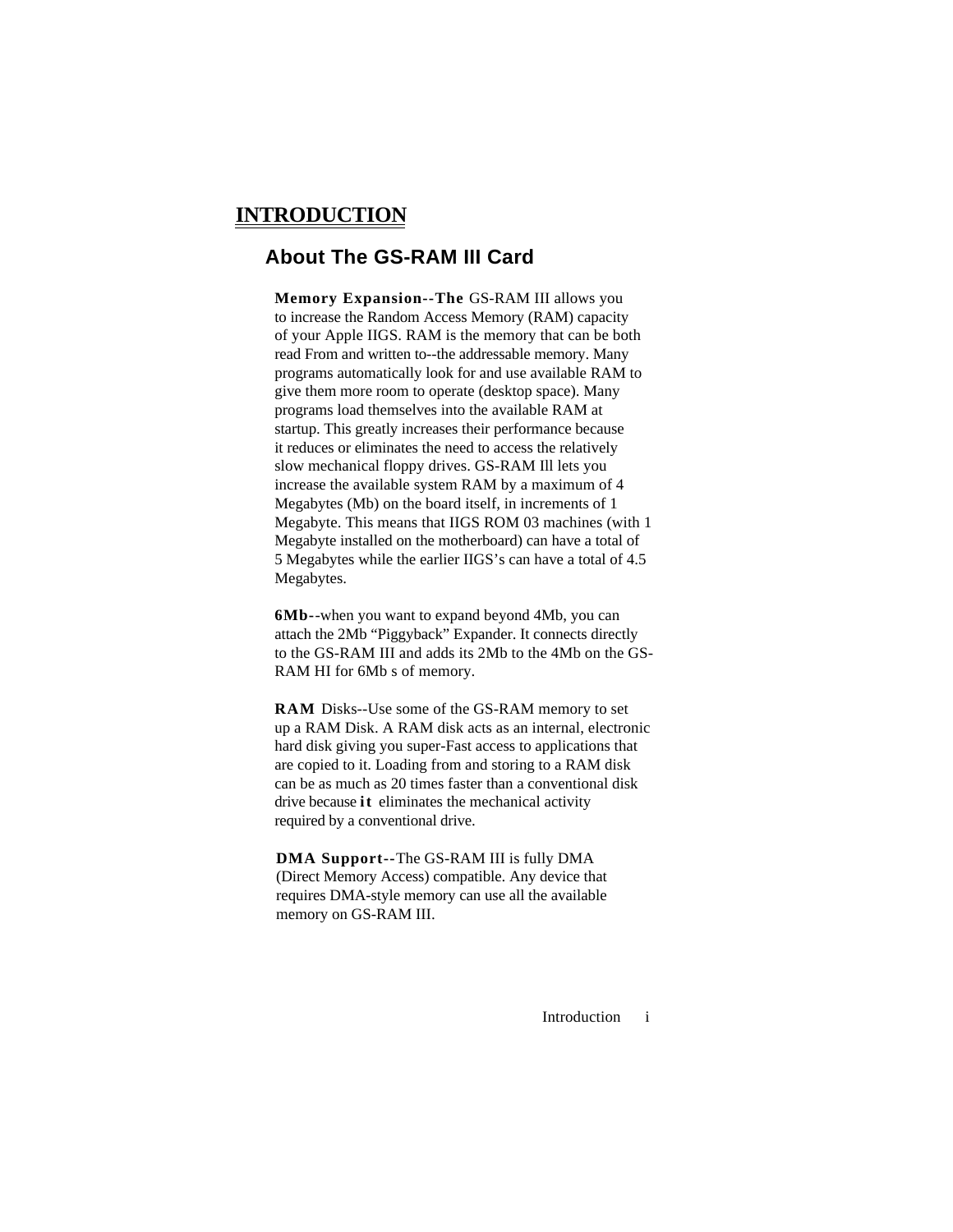# INTRODUCTION

## About The GS-RAM III Card

**Memory Expansion--The** GS-RAM III allows you to increase the Random Access Memory (RAM) capacity of your Apple IIGS. RAM is the memory that can be both read From and written to--the addressable memory. Many programs automatically look for and use available RAM to give them more room to operate (desktop space). Many programs load themselves into the available RAM at startup. This greatly increases their performance because it reduces or eliminates the need to access the relatively slow mechanical floppy drives. GS-RAM Ill lets you increase the available system RAM by a maximum of 4 Megabytes (Mb) on the board itself, in increments of 1 Megabyte. This means that IIGS ROM 03 machines (with 1 Megabyte installed on the motherboard) can have a total of 5 Megabytes while the earlier IIGS's can have a total of 4.5 Megabytes.

**6Mb**--when you want to expand beyond 4Mb, you can attach the 2Mb "Piggyback" Expander. It connects directly to the GS-RAM III and adds its 2Mb to the 4Mb on the GS-RAM HI for 6Mb s of memory.

**RAM** Disks--Use some of the GS-RAM memory to set up a RAM Disk. A RAM disk acts as an internal, electronic hard disk giving you super-Fast access to applications that are copied to it. Loading from and storing to a RAM disk can be as much as 20 times faster than a conventional disk drive because **it** eliminates the mechanical activity required by a conventional drive.

**DMA Support**--The GS-RAM III is fully DMA (Direct Memory Access) compatible. Any device that requires DMA-style memory can use all the available memory on GS-RAM III.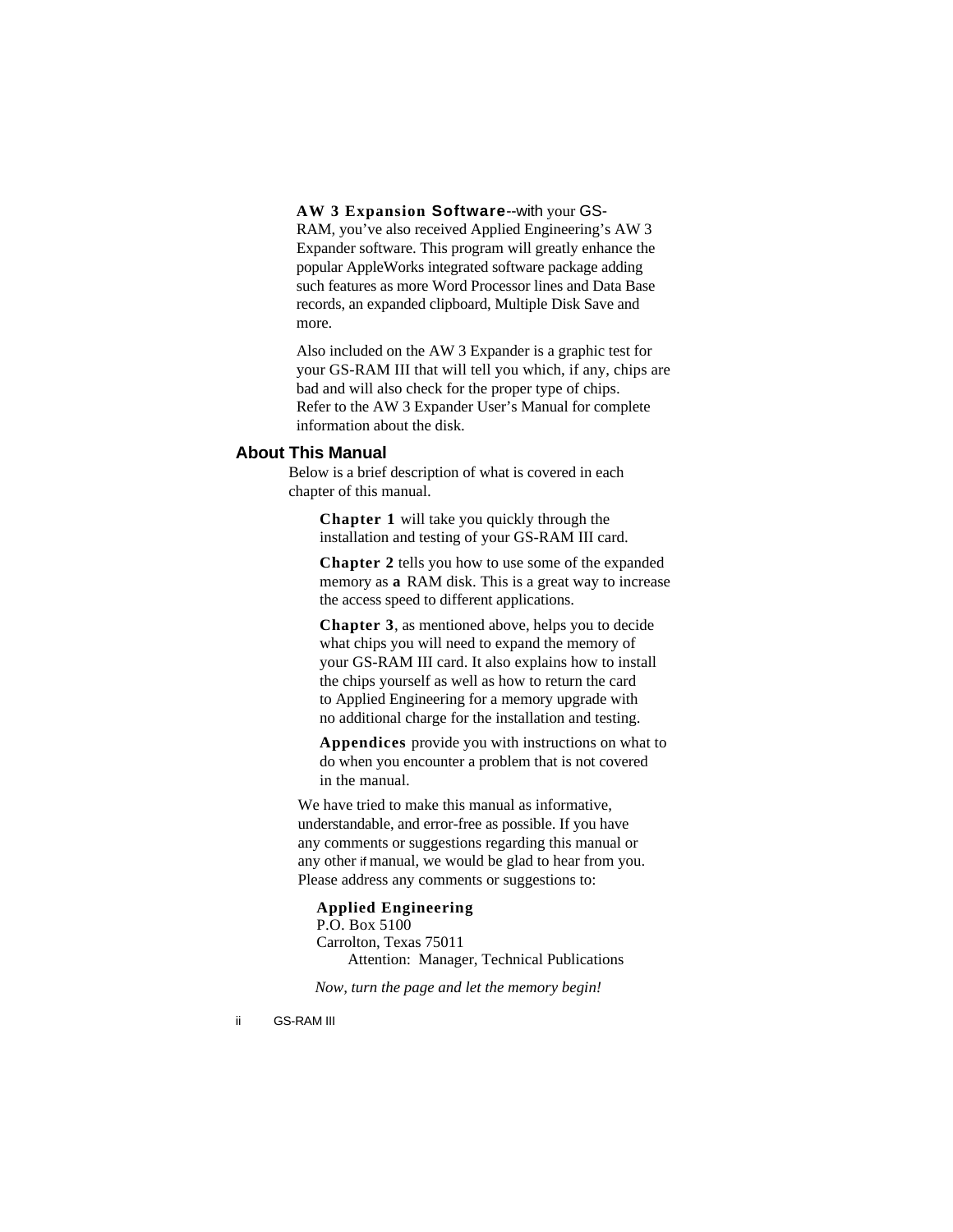**AW 3 Expansion Software**--with your GS-RAM, you've also received Applied Engineering's AW 3 Expander software. This program will greatly enhance the popular AppleWorks integrated software package adding such features as more Word Processor lines and Data Base records, an expanded clipboard, Multiple Disk Save and more.

Also included on the AW 3 Expander is a graphic test for your GS-RAM III that will tell you which, if any, chips are bad and will also check for the proper type of chips. Refer to the AW 3 Expander User's Manual for complete information about the disk.

## About This Manual

Below is a brief description of what is covered in each chapter of this manual.

**Chapter 1** will take you quickly through the installation and testing of your GS-RAM III card.

**Chapter 2** tells you how to use some of the expanded memory as **a** RAM disk. This is a great way to increase the access speed to different applications.

**Chapter 3**, as mentioned above, helps you to decide what chips you will need to expand the memory of your GS-RAM III card. It also explains how to install the chips yourself as well as how to return the card to Applied Engineering for a memory upgrade with no additional charge for the installation and testing.

**Appendices** provide you with instructions on what to do when you encounter a problem that is not covered in the manual.

We have tried to make this manual as informative, understandable, and error-free as possible. If you have any comments or suggestions regarding this manual or any other if manual, we would be glad to hear from you. Please address any comments or suggestions to:

**Applied Engineering**
P.O. Box 5100
Carrolton, Texas 75011
Attention: Manager, Technical Publications

*Now, turn the page and let the memory begin!*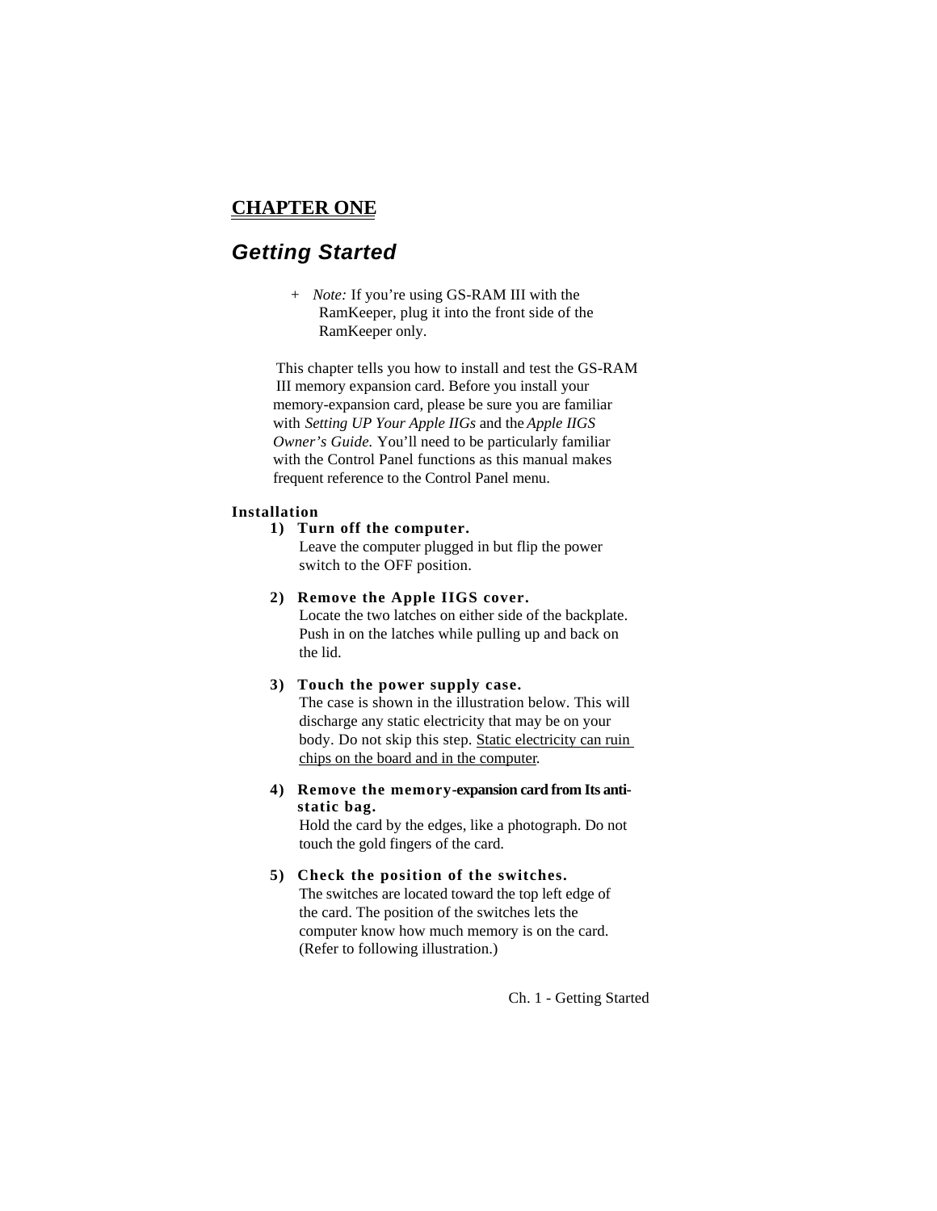# CHAPTER ONE

## *Getting Started*

+ *Note:* If you're using GS-RAM III with the RamKeeper, plug it into the front side of the RamKeeper only.

This chapter tells you how to install and test the GS-RAM III memory expansion card. Before you install your memory-expansion card, please be sure you are familiar with *Setting UP Your Apple IIGs* and the *Apple IIGS Owner's Guide.* You'll need to be particularly familiar with the Control Panel functions as this manual makes frequent reference to the Control Panel menu.

### Installation

1) **Turn off the computer.**
   Leave the computer plugged in but flip the power switch to the OFF position.

2) **Remove the Apple IIGS cover.**
   Locate the two latches on either side of the backplate. Push in on the latches while pulling up and back on the lid.

3) **Touch the power supply case.**
   The case is shown in the illustration below. This will discharge any static electricity that may be on your body. Do not skip this step. <u>Static electricity can ruin chips on the board and in the computer</u>.

4) **Remove the memory-expansion card from Its anti-static bag.**
   Hold the card by the edges, like a photograph. Do not touch the gold fingers of the card.

5) **Check the position of the switches.**
   The switches are located toward the top left edge of the card. The position of the switches lets the computer know how much memory is on the card. (Refer to following illustration.)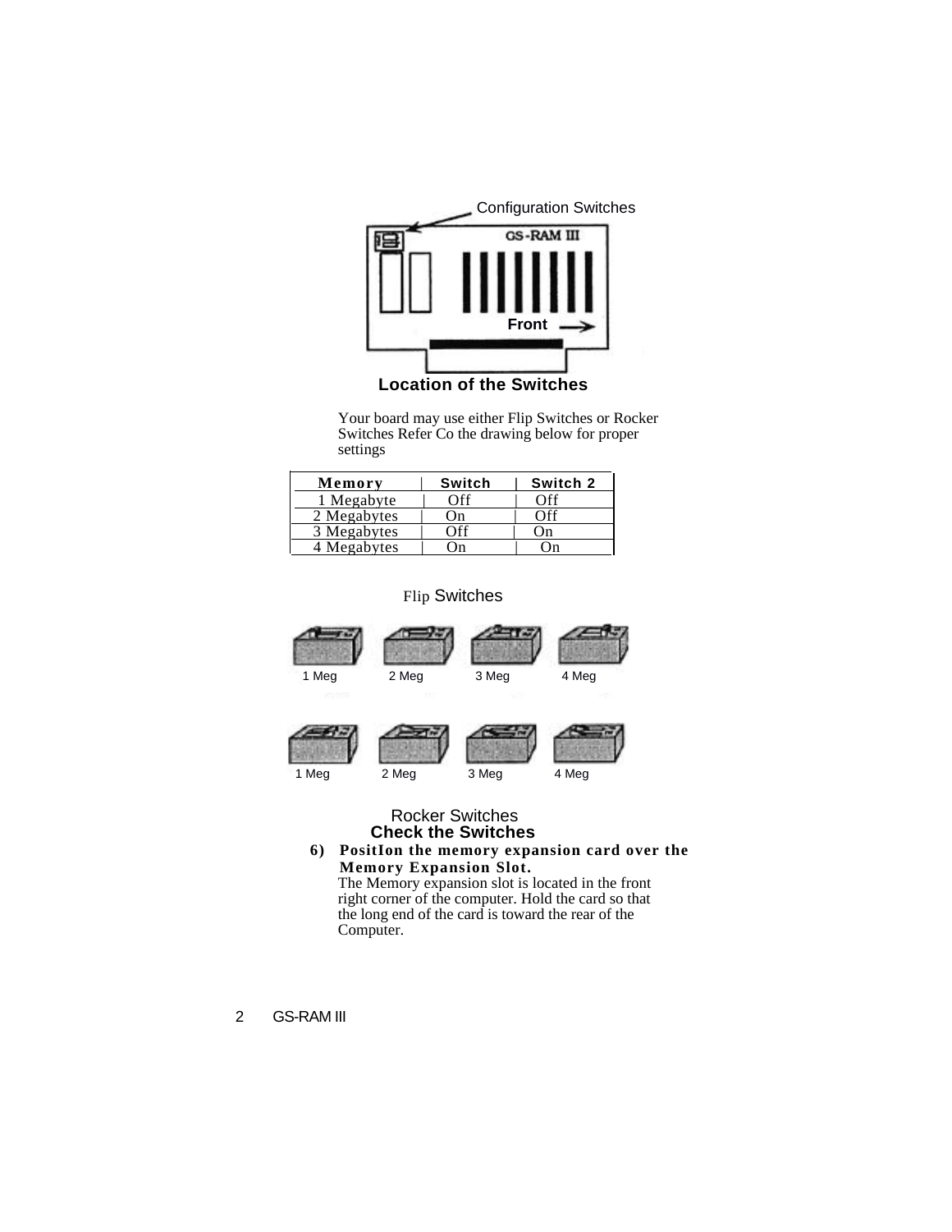Configuration Switches

GS-RAM III

Front

**Location of the Switches**

Your board may use either Flip Switches or Rocker Switches Refer Co the drawing below for proper settings

| Memory | Switch | Switch 2 |
|---|---|---|
| 1 Megabyte | Off | Off |
| 2 Megabytes | On | Off |
| 3 Megabytes | Off | On |
| 4 Megabytes | On | On |

Flip Switches

1 Meg 2 Meg 3 Meg 4 Meg

1 Meg 2 Meg 3 Meg 4 Meg

Rocker Switches

**Check the Switches**

**6) PositIon the memory expansion card over the Memory Expansion Slot.**

The Memory expansion slot is located in the front right corner of the computer. Hold the card so that the long end of the card is toward the rear of the Computer.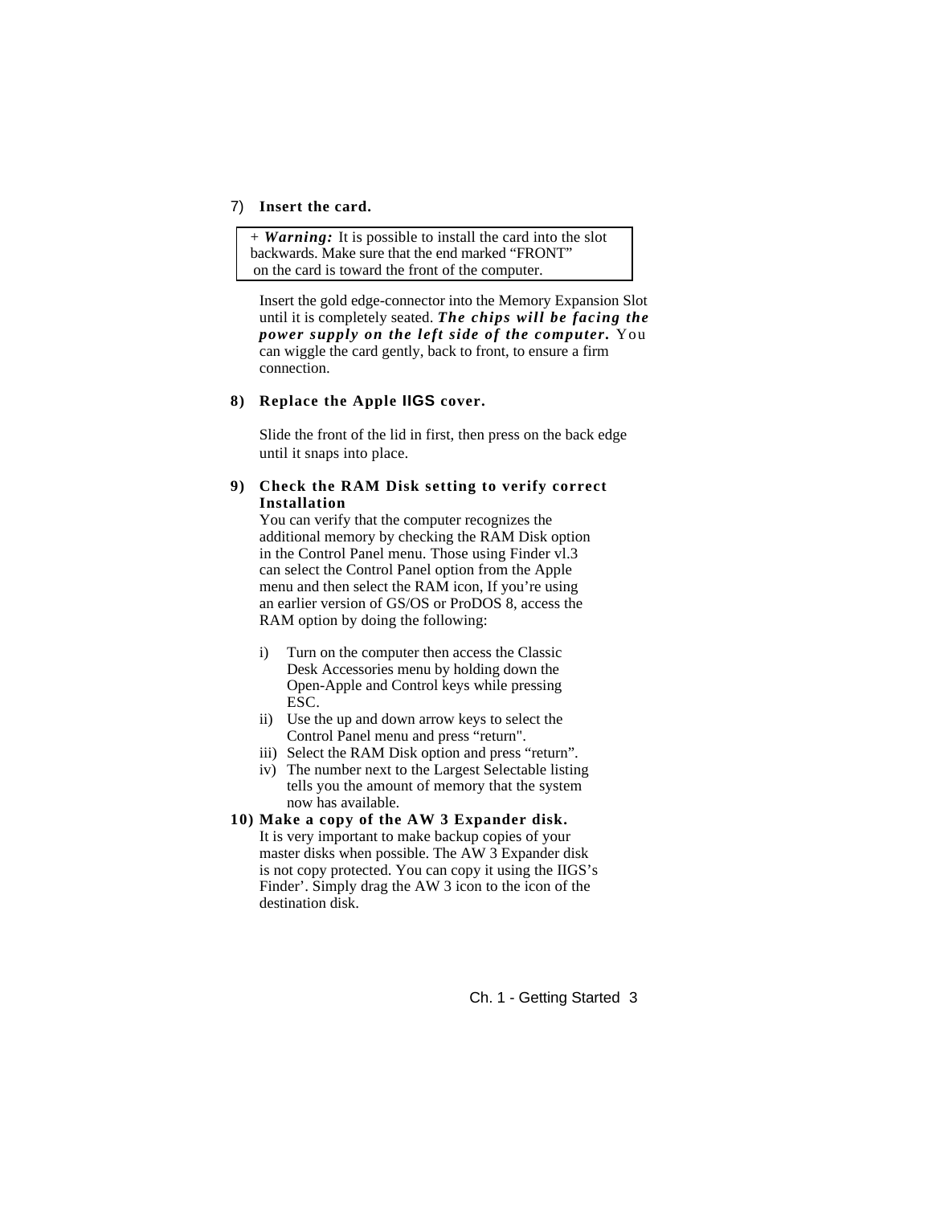7) **Insert the card.**

> + ***Warning:*** It is possible to install the card into the slot backwards. Make sure that the end marked “FRONT” on the card is toward the front of the computer.

Insert the gold edge-connector into the Memory Expansion Slot until it is completely seated. ***The chips will be facing the power supply on the left side of the computer.*** You can wiggle the card gently, back to front, to ensure a firm connection.

**8) Replace the Apple IIGS cover.**

Slide the front of the lid in first, then press on the back edge until it snaps into place.

**9) Check the RAM Disk setting to verify correct Installation**

You can verify that the computer recognizes the additional memory by checking the RAM Disk option in the Control Panel menu. Those using Finder vl.3 can select the Control Panel option from the Apple menu and then select the RAM icon, If you’re using an earlier version of GS/OS or ProDOS 8, access the RAM option by doing the following:

i) Turn on the computer then access the Classic Desk Accessories menu by holding down the Open-Apple and Control keys while pressing ESC.

ii) Use the up and down arrow keys to select the Control Panel menu and press “return".

iii) Select the RAM Disk option and press “return”.

iv) The number next to the Largest Selectable listing tells you the amount of memory that the system now has available.

**10) Make a copy of the AW 3 Expander disk.**

It is very important to make backup copies of your master disks when possible. The AW 3 Expander disk is not copy protected. You can copy it using the IIGS’s Finder’. Simply drag the AW 3 icon to the icon of the destination disk.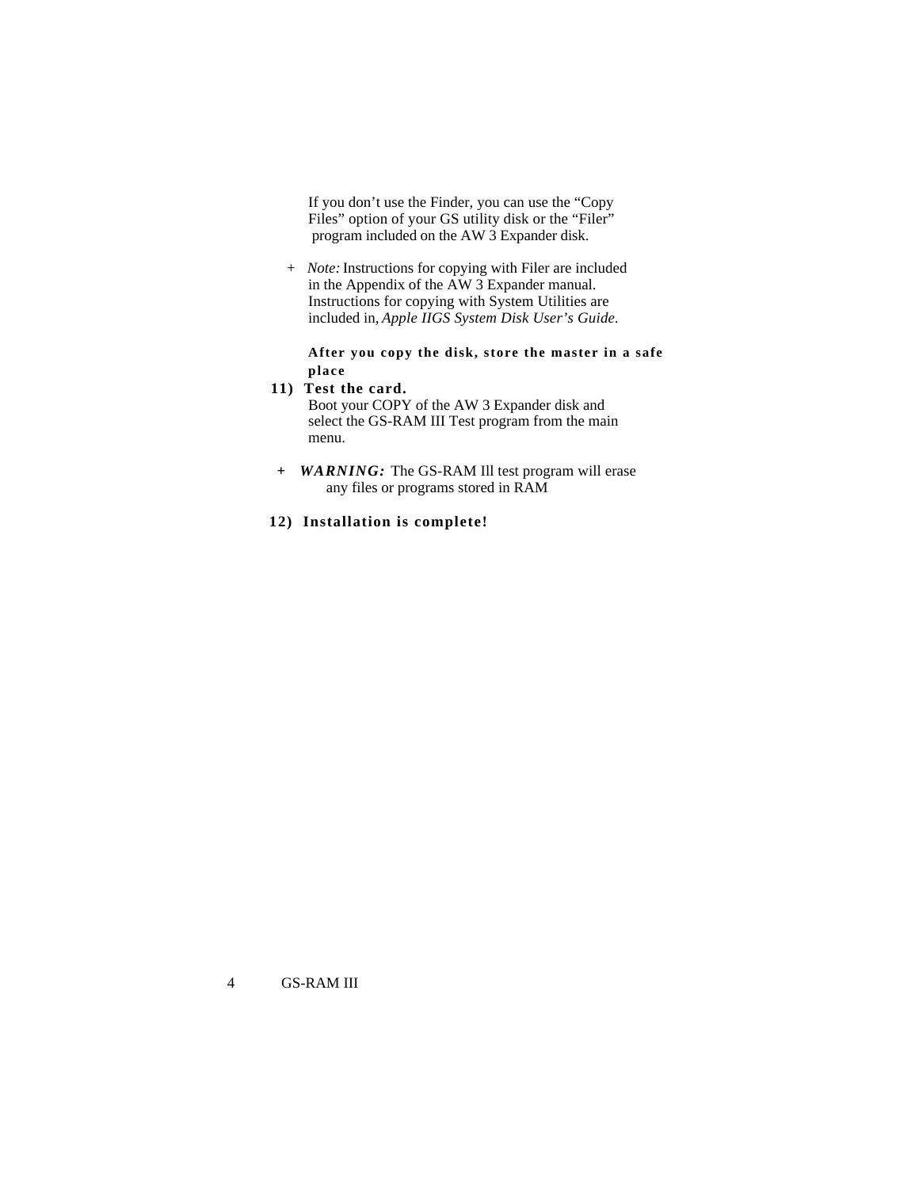If you don't use the Finder, you can use the "Copy Files" option of your GS utility disk or the "Filer" program included on the AW 3 Expander disk.

+ *Note:* Instructions for copying with Filer are included in the Appendix of the AW 3 Expander manual. Instructions for copying with System Utilities are included in, *Apple IIGS System Disk User's Guide*.

**After you copy the disk, store the master in a safe place**

**11) Test the card.**

Boot your COPY of the AW 3 Expander disk and select the GS-RAM III Test program from the main menu.

+ ***WARNING:*** The GS-RAM Ill test program will erase any files or programs stored in RAM

**12) Installation is complete!**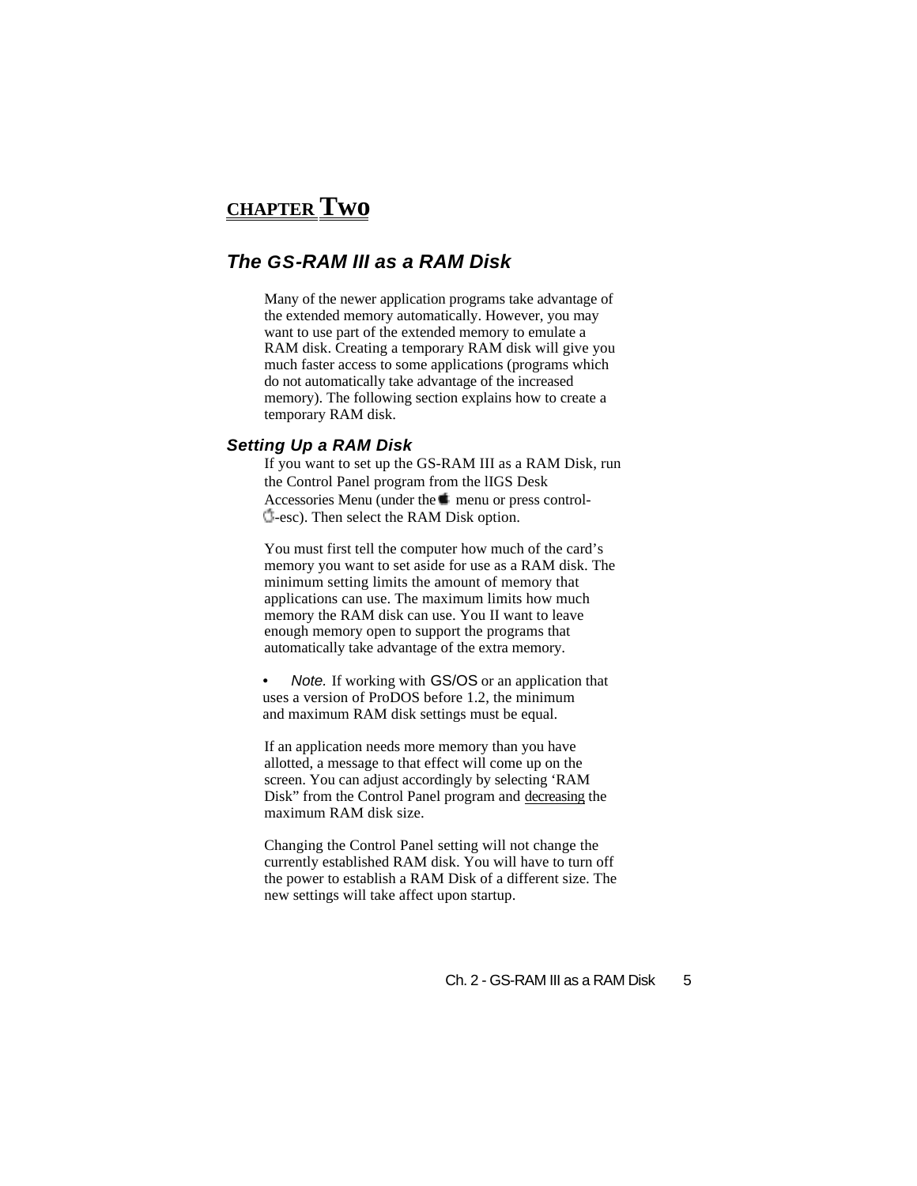# CHAPTER Two

## *The GS-RAM III as a RAM Disk*

Many of the newer application programs take advantage of the extended memory automatically. However, you may want to use part of the extended memory to emulate a RAM disk. Creating a temporary RAM disk will give you much faster access to some applications (programs which do not automatically take advantage of the increased memory). The following section explains how to create a temporary RAM disk.

### *Setting Up a RAM Disk*

If you want to set up the GS-RAM III as a RAM Disk, run the Control Panel program from the lIGS Desk Accessories Menu (under the  menu or press control--esc). Then select the RAM Disk option.

You must first tell the computer how much of the card's memory you want to set aside for use as a RAM disk. The minimum setting limits the amount of memory that applications can use. The maximum limits how much memory the RAM disk can use. You II want to leave enough memory open to support the programs that automatically take advantage of the extra memory.

- *Note.* If working with GS/OS or an application that uses a version of ProDOS before 1.2, the minimum and maximum RAM disk settings must be equal.

If an application needs more memory than you have allotted, a message to that effect will come up on the screen. You can adjust accordingly by selecting 'RAM Disk" from the Control Panel program and decreasing the maximum RAM disk size.

Changing the Control Panel setting will not change the currently established RAM disk. You will have to turn off the power to establish a RAM Disk of a different size. The new settings will take affect upon startup.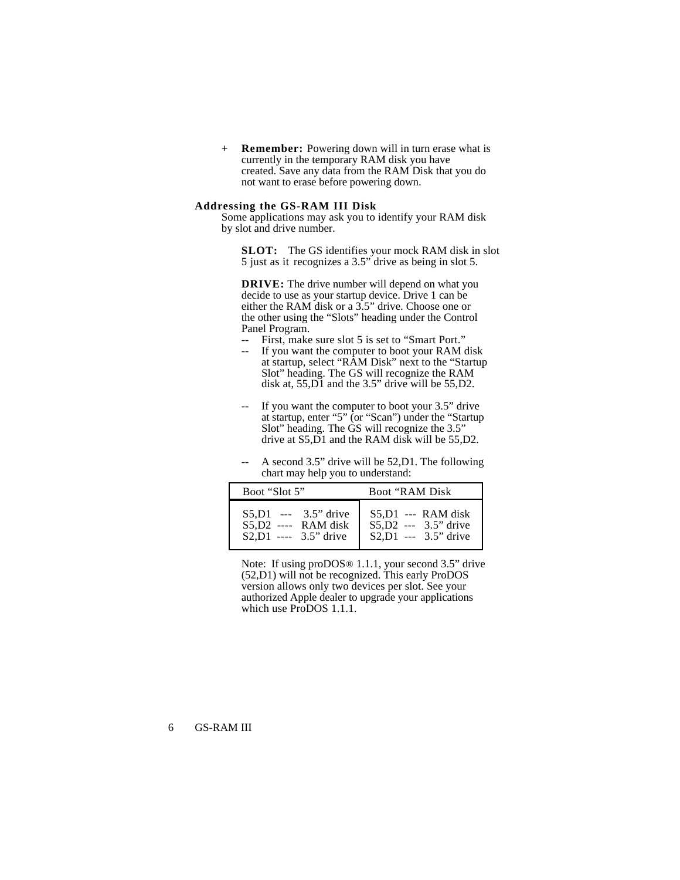+ **Remember:** Powering down will in turn erase what is currently in the temporary RAM disk you have created. Save any data from the RAM Disk that you do not want to erase before powering down.

### Addressing the GS-RAM III Disk

Some applications may ask you to identify your RAM disk by slot and drive number.

**SLOT:** The GS identifies your mock RAM disk in slot 5 just as it recognizes a 3.5" drive as being in slot 5.

**DRIVE:** The drive number will depend on what you decide to use as your startup device. Drive 1 can be either the RAM disk or a 3.5" drive. Choose one or the other using the "Slots" heading under the Control Panel Program.

- -- First, make sure slot 5 is set to "Smart Port."
- -- If you want the computer to boot your RAM disk at startup, select "RAM Disk" next to the "Startup Slot" heading. The GS will recognize the RAM disk at, 55,D1 and the 3.5" drive will be 55,D2.
- -- If you want the computer to boot your 3.5" drive at startup, enter "5" (or "Scan") under the "Startup Slot" heading. The GS will recognize the 3.5" drive at S5,D1 and the RAM disk will be 55,D2.
- -- A second 3.5" drive will be 52,D1. The following chart may help you to understand:

| Boot "Slot 5" | Boot "RAM Disk |
|---|---|
| S5,D1 --- 3.5" drive<br>S5,D2 ---- RAM disk<br>S2,D1 ---- 3.5" drive | S5,D1 --- RAM disk<br>S5,D2 --- 3.5" drive<br>S2,D1 --- 3.5" drive |

Note: If using proDOS® 1.1.1, your second 3.5" drive (52,D1) will not be recognized. This early ProDOS version allows only two devices per slot. See your authorized Apple dealer to upgrade your applications which use ProDOS 1.1.1.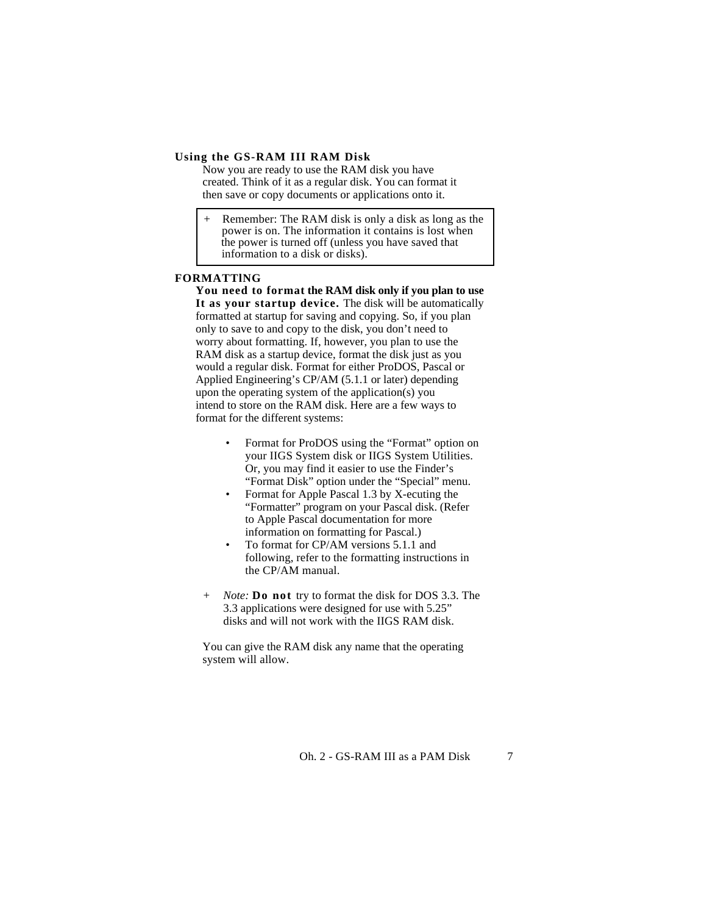## Using the GS-RAM III RAM Disk

Now you are ready to use the RAM disk you have created. Think of it as a regular disk. You can format it then save or copy documents or applications onto it.

> \+ Remember: The RAM disk is only a disk as long as the power is on. The information it contains is lost when the power is turned off (unless you have saved that information to a disk or disks).

## FORMATTlNG

**You need to format the RAM disk only if you plan to use It as your startup device.** The disk will be automatically formatted at startup for saving and copying. So, if you plan only to save to and copy to the disk, you don't need to worry about formatting. If, however, you plan to use the RAM disk as a startup device, format the disk just as you would a regular disk. Format for either ProDOS, Pascal or Applied Engineering's CP/AM (5.1.1 or later) depending upon the operating system of the application(s) you intend to store on the RAM disk. Here are a few ways to format for the different systems:

- Format for ProDOS using the "Format" option on your IIGS System disk or IIGS System Utilities. Or, you may find it easier to use the Finder's "Format Disk" option under the "Special" menu.
- Format for Apple Pascal 1.3 by X-ecuting the "Formatter" program on your Pascal disk. (Refer to Apple Pascal documentation for more information on formatting for Pascal.)
- To format for CP/AM versions 5.1.1 and following, refer to the formatting instructions in the CP/AM manual.

\+ *Note:* **Do not** try to format the disk for DOS 3.3. The 3.3 applications were designed for use with 5.25" disks and will not work with the IIGS RAM disk.

You can give the RAM disk any name that the operating system will allow.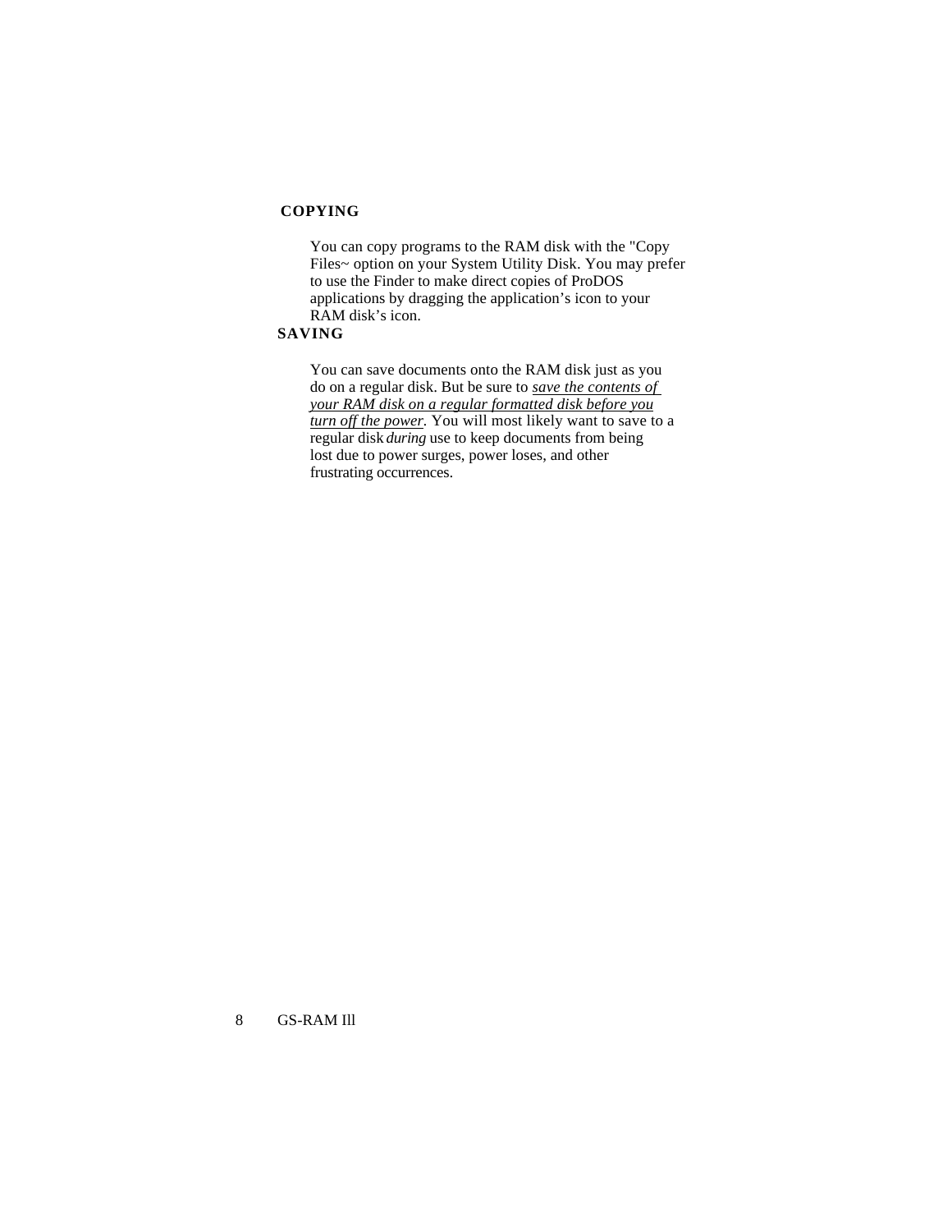## COPYING

You can copy programs to the RAM disk with the "Copy Files~ option on your System Utility Disk. You may prefer to use the Finder to make direct copies of ProDOS applications by dragging the application's icon to your RAM disk's icon.

## SAVING

You can save documents onto the RAM disk just as you do on a regular disk. But be sure to *<u>save the contents of your RAM disk on a regular formatted disk before you turn off the power</u>*. You will most likely want to save to a regular disk *during* use to keep documents from being lost due to power surges, power loses, and other frustrating occurrences.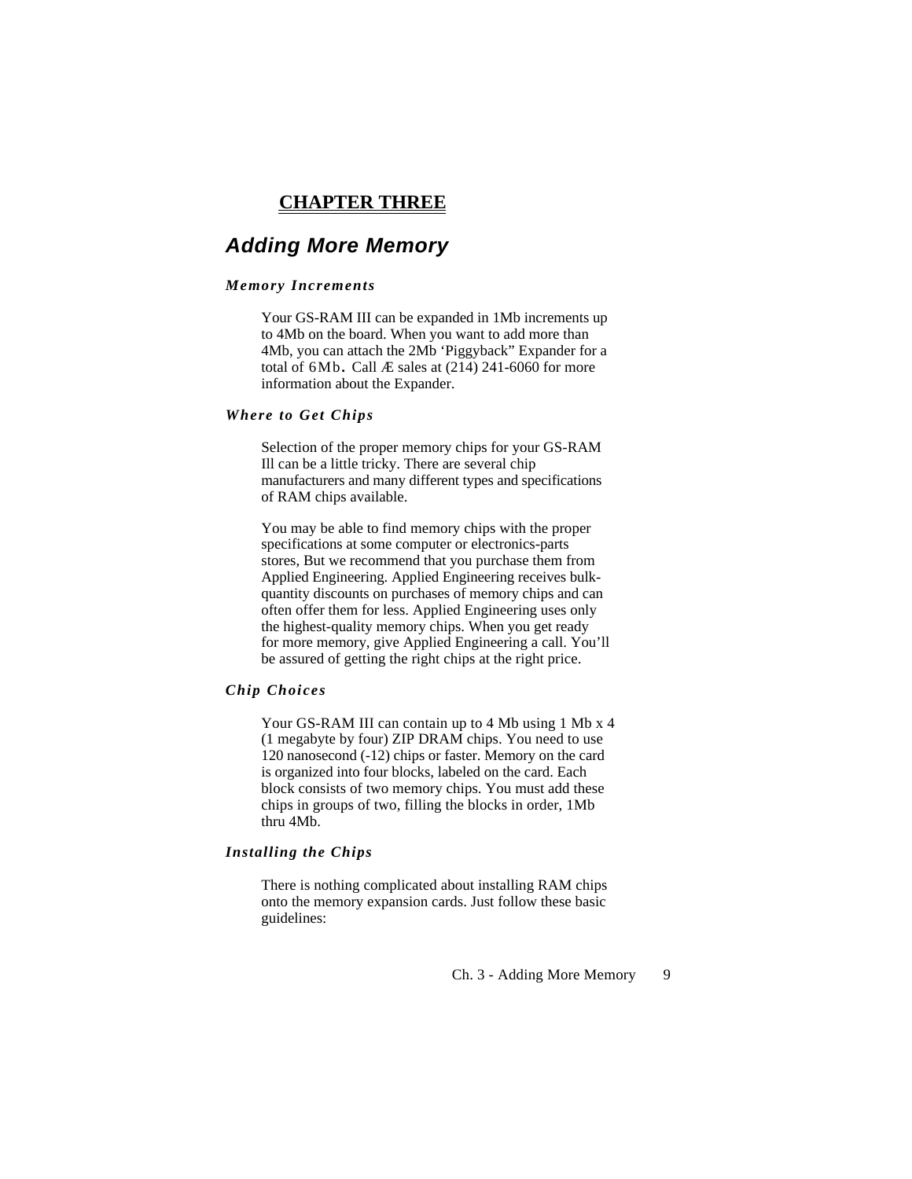# CHAPTER THREE

## *Adding More Memory*

### *Memory Increments*

Your GS-RAM III can be expanded in 1Mb increments up to 4Mb on the board. When you want to add more than 4Mb, you can attach the 2Mb 'Piggyback" Expander for a total of 6Mb. Call Æ sales at (214) 241-6060 for more information about the Expander.

### *Where to Get Chips*

Selection of the proper memory chips for your GS-RAM Ill can be a little tricky. There are several chip manufacturers and many different types and specifications of RAM chips available.

You may be able to find memory chips with the proper specifications at some computer or electronics-parts stores, But we recommend that you purchase them from Applied Engineering. Applied Engineering receives bulk-quantity discounts on purchases of memory chips and can often offer them for less. Applied Engineering uses only the highest-quality memory chips. When you get ready for more memory, give Applied Engineering a call. You'll be assured of getting the right chips at the right price.

### *Chip Choices*

Your GS-RAM III can contain up to 4 Mb using 1 Mb x 4 (1 megabyte by four) ZIP DRAM chips. You need to use 120 nanosecond (-12) chips or faster. Memory on the card is organized into four blocks, labeled on the card. Each block consists of two memory chips. You must add these chips in groups of two, filling the blocks in order, 1Mb thru 4Mb.

### *Installing the Chips*

There is nothing complicated about installing RAM chips onto the memory expansion cards. Just follow these basic guidelines: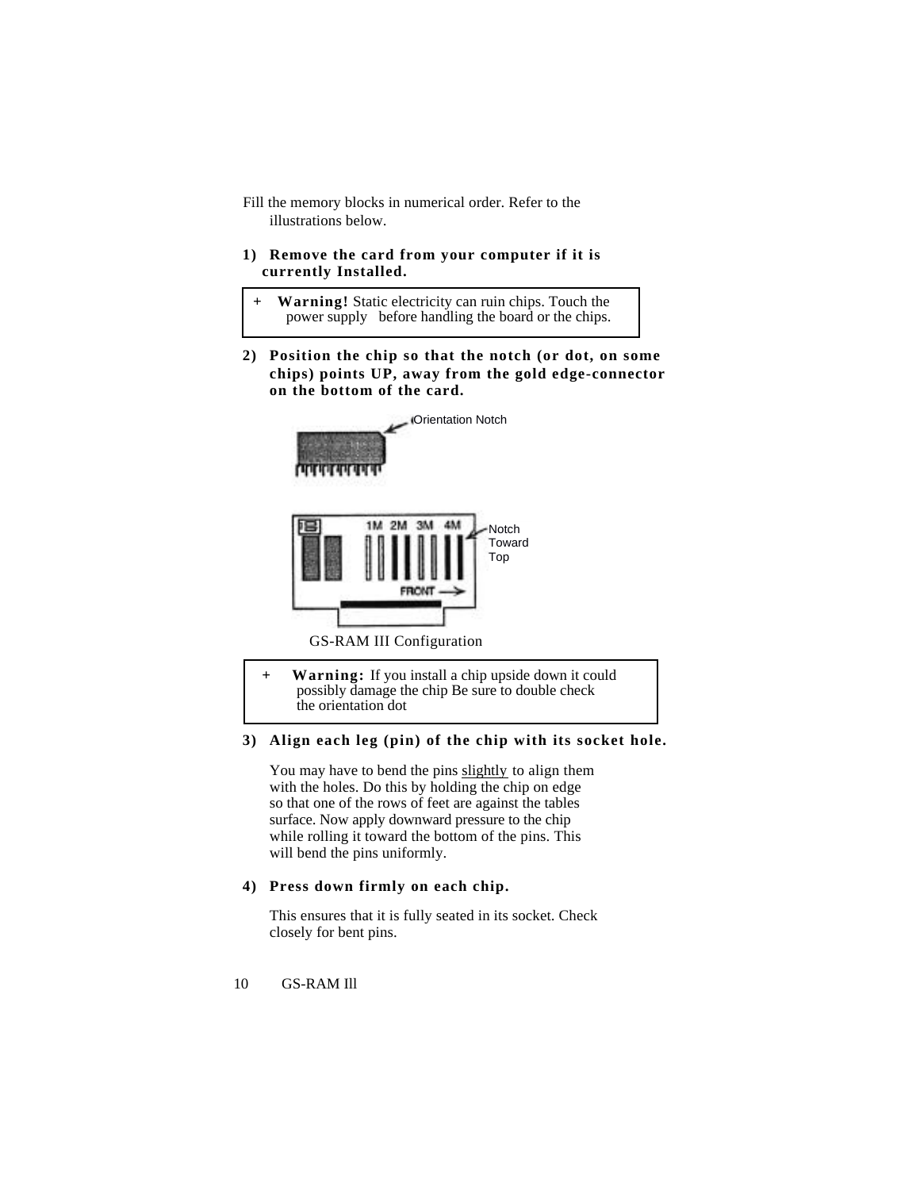Fill the memory blocks in numerical order. Refer to the illustrations below.

**1) Remove the card from your computer if it is currently Installed.**

> + **Warning!** Static electricity can ruin chips. Touch the power supply before handling the board or the chips.

**2) Position the chip so that the notch (or dot, on some chips) points UP, away from the gold edge-connector on the bottom of the card.**

Orientation Notch

1M 2M 3M 4M

Notch Toward Top

FRONT →

GS-RAM III Configuration

> + **Warning:** If you install a chip upside down it could possibly damage the chip Be sure to double check the orientation dot

**3) Align each leg (pin) of the chip with its socket hole.**

You may have to bend the pins slightly to align them with the holes. Do this by holding the chip on edge so that one of the rows of feet are against the tables surface. Now apply downward pressure to the chip while rolling it toward the bottom of the pins. This will bend the pins uniformly.

**4) Press down firmly on each chip.**

This ensures that it is fully seated in its socket. Check closely for bent pins.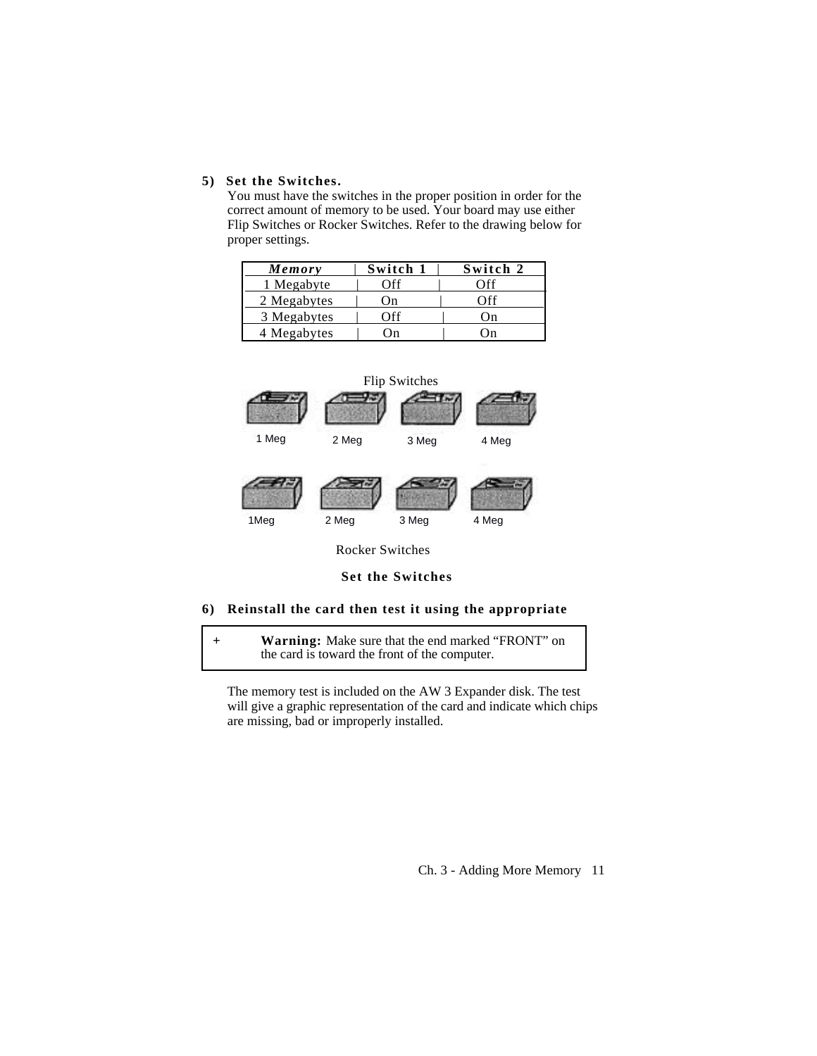**5) Set the Switches.**

You must have the switches in the proper position in order for the correct amount of memory to be used. Your board may use either Flip Switches or Rocker Switches. Refer to the drawing below for proper settings.

| *Memory* | Switch 1 | Switch 2 |
|---|---|---|
| 1 Megabyte | Off | Off |
| 2 Megabytes | On | Off |
| 3 Megabytes | Off | On |
| 4 Megabytes | On | On |

Flip Switches

1 Meg 2 Meg 3 Meg 4 Meg

1Meg 2 Meg 3 Meg 4 Meg

Rocker Switches

**Set the Switches**

**6) Reinstall the card then test it using the appropriate**

> + **Warning:** Make sure that the end marked "FRONT" on the card is toward the front of the computer.

The memory test is included on the AW 3 Expander disk. The test will give a graphic representation of the card and indicate which chips are missing, bad or improperly installed.